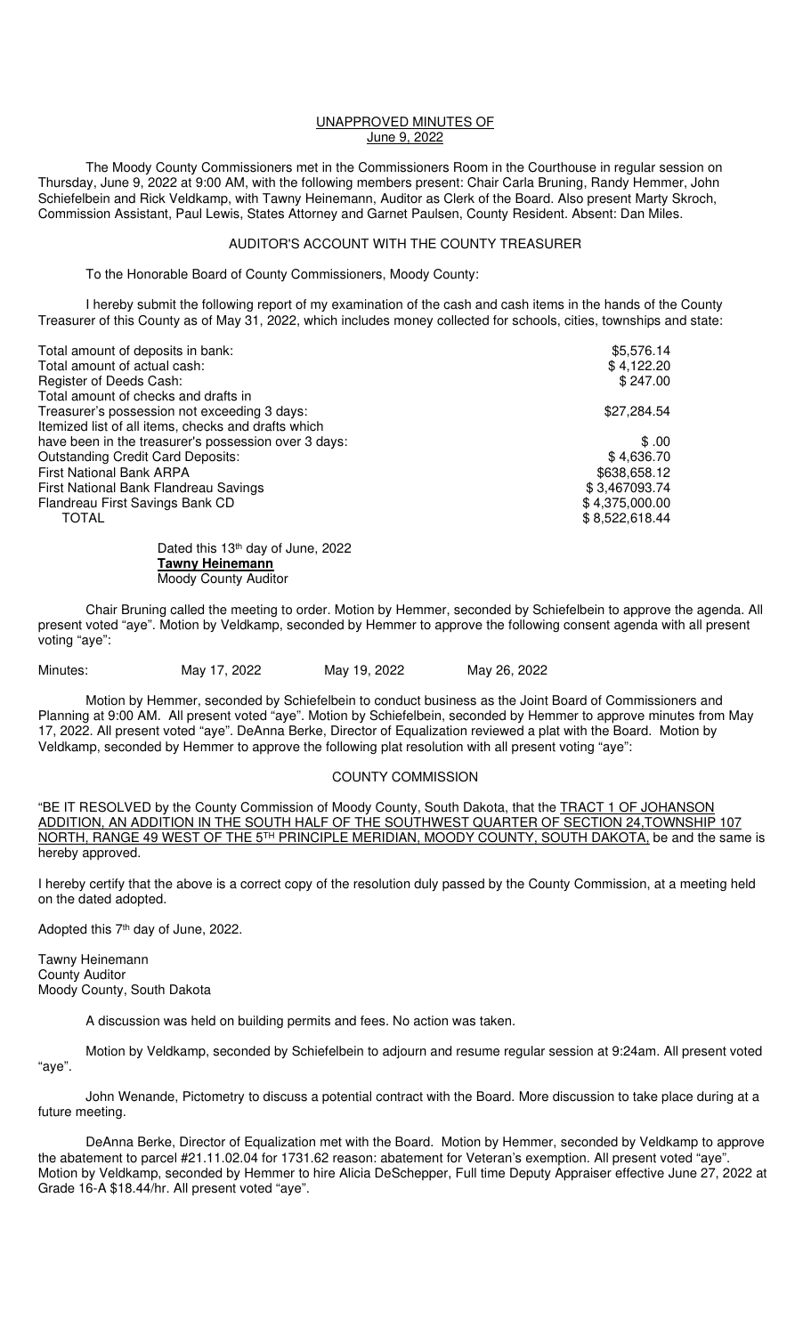# UNAPPROVED MINUTES OF
## June 9, 2022

The Moody County Commissioners met in the Commissioners Room in the Courthouse in regular session on Thursday, June 9, 2022 at 9:00 AM, with the following members present: Chair Carla Bruning, Randy Hemmer, John Schiefelbein and Rick Veldkamp, with Tawny Heinemann, Auditor as Clerk of the Board. Also present Marty Skroch, Commission Assistant, Paul Lewis, States Attorney and Garnet Paulsen, County Resident. Absent: Dan Miles.

### AUDITOR'S ACCOUNT WITH THE COUNTY TREASURER

To the Honorable Board of County Commissioners, Moody County:

I hereby submit the following report of my examination of the cash and cash items in the hands of the County Treasurer of this County as of May 31, 2022, which includes money collected for schools, cities, townships and state:

| | |
|---|---|
| Total amount of deposits in bank: | $5,576.14 |
| Total amount of actual cash: | $ 4,122.20 |
| Register of Deeds Cash: | $ 247.00 |
| Total amount of checks and drafts in Treasurer's possession not exceeding 3 days: | $27,284.54 |
| Itemized list of all items, checks and drafts which have been in the treasurer's possession over 3 days: | $ .00 |
| Outstanding Credit Card Deposits: | $ 4,636.70 |
| First National Bank ARPA | $638,658.12 |
| First National Bank Flandreau Savings | $ 3,467093.74 |
| Flandreau First Savings Bank CD | $ 4,375,000.00 |
| TOTAL | $ 8,522,618.44 |

Dated this 13th day of June, 2022
**Tawny Heinemann**
Moody County Auditor

Chair Bruning called the meeting to order. Motion by Hemmer, seconded by Schiefelbein to approve the agenda. All present voted "aye". Motion by Veldkamp, seconded by Hemmer to approve the following consent agenda with all present voting "aye":

Minutes: May 17, 2022 May 19, 2022 May 26, 2022

Motion by Hemmer, seconded by Schiefelbein to conduct business as the Joint Board of Commissioners and Planning at 9:00 AM. All present voted "aye". Motion by Schiefelbein, seconded by Hemmer to approve minutes from May 17, 2022. All present voted "aye". DeAnna Berke, Director of Equalization reviewed a plat with the Board. Motion by Veldkamp, seconded by Hemmer to approve the following plat resolution with all present voting "aye":

### COUNTY COMMISSION

"BE IT RESOLVED by the County Commission of Moody County, South Dakota, that the TRACT 1 OF JOHANSON ADDITION, AN ADDITION IN THE SOUTH HALF OF THE SOUTHWEST QUARTER OF SECTION 24,TOWNSHIP 107 NORTH, RANGE 49 WEST OF THE 5TH PRINCIPLE MERIDIAN, MOODY COUNTY, SOUTH DAKOTA, be and the same is hereby approved.

I hereby certify that the above is a correct copy of the resolution duly passed by the County Commission, at a meeting held on the dated adopted.

Adopted this 7th day of June, 2022.

Tawny Heinemann
County Auditor
Moody County, South Dakota

A discussion was held on building permits and fees. No action was taken.

Motion by Veldkamp, seconded by Schiefelbein to adjourn and resume regular session at 9:24am. All present voted "aye".

John Wenande, Pictometry to discuss a potential contract with the Board. More discussion to take place during at a future meeting.

DeAnna Berke, Director of Equalization met with the Board. Motion by Hemmer, seconded by Veldkamp to approve the abatement to parcel #21.11.02.04 for 1731.62 reason: abatement for Veteran's exemption. All present voted "aye". Motion by Veldkamp, seconded by Hemmer to hire Alicia DeSchepper, Full time Deputy Appraiser effective June 27, 2022 at Grade 16-A $18.44/hr. All present voted "aye".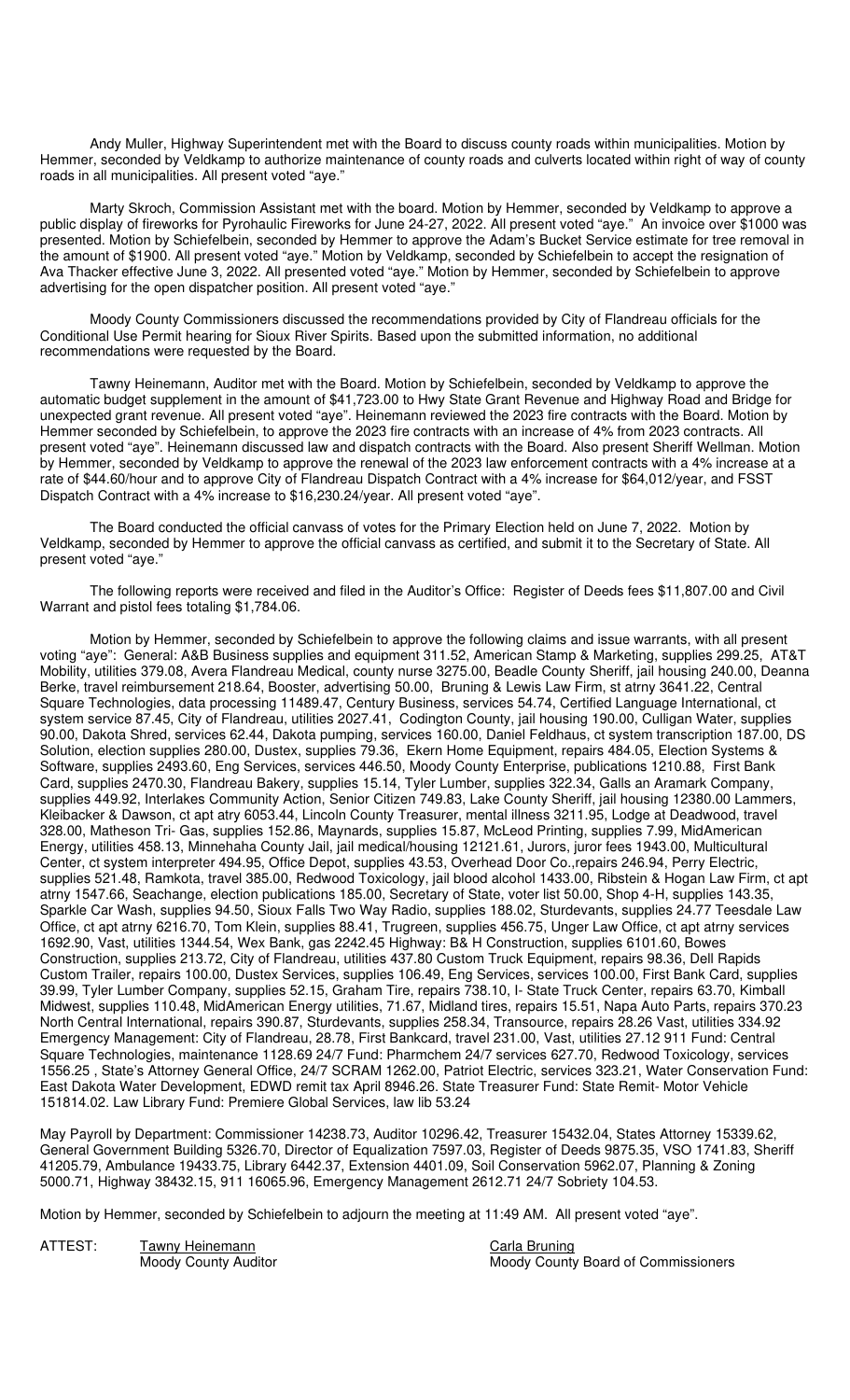Andy Muller, Highway Superintendent met with the Board to discuss county roads within municipalities. Motion by Hemmer, seconded by Veldkamp to authorize maintenance of county roads and culverts located within right of way of county roads in all municipalities. All present voted "aye."

Marty Skroch, Commission Assistant met with the board. Motion by Hemmer, seconded by Veldkamp to approve a public display of fireworks for Pyrohaulic Fireworks for June 24-27, 2022. All present voted "aye." An invoice over $1000 was presented. Motion by Schiefelbein, seconded by Hemmer to approve the Adam's Bucket Service estimate for tree removal in the amount of $1900. All present voted "aye." Motion by Veldkamp, seconded by Schiefelbein to accept the resignation of Ava Thacker effective June 3, 2022. All presented voted "aye." Motion by Hemmer, seconded by Schiefelbein to approve advertising for the open dispatcher position. All present voted "aye."

Moody County Commissioners discussed the recommendations provided by City of Flandreau officials for the Conditional Use Permit hearing for Sioux River Spirits. Based upon the submitted information, no additional recommendations were requested by the Board.

Tawny Heinemann, Auditor met with the Board. Motion by Schiefelbein, seconded by Veldkamp to approve the automatic budget supplement in the amount of $41,723.00 to Hwy State Grant Revenue and Highway Road and Bridge for unexpected grant revenue. All present voted "aye". Heinemann reviewed the 2023 fire contracts with the Board. Motion by Hemmer seconded by Schiefelbein, to approve the 2023 fire contracts with an increase of 4% from 2023 contracts. All present voted "aye". Heinemann discussed law and dispatch contracts with the Board. Also present Sheriff Wellman. Motion by Hemmer, seconded by Veldkamp to approve the renewal of the 2023 law enforcement contracts with a 4% increase at a rate of $44.60/hour and to approve City of Flandreau Dispatch Contract with a 4% increase for $64,012/year, and FSST Dispatch Contract with a 4% increase to $16,230.24/year. All present voted "aye".

The Board conducted the official canvass of votes for the Primary Election held on June 7, 2022. Motion by Veldkamp, seconded by Hemmer to approve the official canvass as certified, and submit it to the Secretary of State. All present voted "aye."

The following reports were received and filed in the Auditor's Office: Register of Deeds fees $11,807.00 and Civil Warrant and pistol fees totaling $1,784.06.

Motion by Hemmer, seconded by Schiefelbein to approve the following claims and issue warrants, with all present voting "aye": General: A&B Business supplies and equipment 311.52, American Stamp & Marketing, supplies 299.25, AT&T Mobility, utilities 379.08, Avera Flandreau Medical, county nurse 3275.00, Beadle County Sheriff, jail housing 240.00, Deanna Berke, travel reimbursement 218.64, Booster, advertising 50.00, Bruning & Lewis Law Firm, st atrny 3641.22, Central Square Technologies, data processing 11489.47, Century Business, services 54.74, Certified Language International, ct system service 87.45, City of Flandreau, utilities 2027.41, Codington County, jail housing 190.00, Culligan Water, supplies 90.00, Dakota Shred, services 62.44, Dakota pumping, services 160.00, Daniel Feldhaus, ct system transcription 187.00, DS Solution, election supplies 280.00, Dustex, supplies 79.36, Ekern Home Equipment, repairs 484.05, Election Systems & Software, supplies 2493.60, Eng Services, services 446.50, Moody County Enterprise, publications 1210.88, First Bank Card, supplies 2470.30, Flandreau Bakery, supplies 15.14, Tyler Lumber, supplies 322.34, Galls an Aramark Company, supplies 449.92, Interlakes Community Action, Senior Citizen 749.83, Lake County Sheriff, jail housing 12380.00 Lammers, Kleibacker & Dawson, ct apt atry 6053.44, Lincoln County Treasurer, mental illness 3211.95, Lodge at Deadwood, travel 328.00, Matheson Tri- Gas, supplies 152.86, Maynards, supplies 15.87, McLeod Printing, supplies 7.99, MidAmerican Energy, utilities 458.13, Minnehaha County Jail, jail medical/housing 12121.61, Jurors, juror fees 1943.00, Multicultural Center, ct system interpreter 494.95, Office Depot, supplies 43.53, Overhead Door Co.,repairs 246.94, Perry Electric, supplies 521.48, Ramkota, travel 385.00, Redwood Toxicology, jail blood alcohol 1433.00, Ribstein & Hogan Law Firm, ct apt atrny 1547.66, Seachange, election publications 185.00, Secretary of State, voter list 50.00, Shop 4-H, supplies 143.35, Sparkle Car Wash, supplies 94.50, Sioux Falls Two Way Radio, supplies 188.02, Sturdevants, supplies 24.77 Teesdale Law Office, ct apt atrny 6216.70, Tom Klein, supplies 88.41, Trugreen, supplies 456.75, Unger Law Office, ct apt atrny services 1692.90, Vast, utilities 1344.54, Wex Bank, gas 2242.45 Highway: B& H Construction, supplies 6101.60, Bowes Construction, supplies 213.72, City of Flandreau, utilities 437.80 Custom Truck Equipment, repairs 98.36, Dell Rapids Custom Trailer, repairs 100.00, Dustex Services, supplies 106.49, Eng Services, services 100.00, First Bank Card, supplies 39.99, Tyler Lumber Company, supplies 52.15, Graham Tire, repairs 738.10, I- State Truck Center, repairs 63.70, Kimball Midwest, supplies 110.48, MidAmerican Energy utilities, 71.67, Midland tires, repairs 15.51, Napa Auto Parts, repairs 370.23 North Central International, repairs 390.87, Sturdevants, supplies 258.34, Transource, repairs 28.26 Vast, utilities 334.92 Emergency Management: City of Flandreau, 28.78, First Bankcard, travel 231.00, Vast, utilities 27.12 911 Fund: Central Square Technologies, maintenance 1128.69 24/7 Fund: Pharmchem 24/7 services 627.70, Redwood Toxicology, services 1556.25 , State's Attorney General Office, 24/7 SCRAM 1262.00, Patriot Electric, services 323.21, Water Conservation Fund: East Dakota Water Development, EDWD remit tax April 8946.26. State Treasurer Fund: State Remit- Motor Vehicle 151814.02. Law Library Fund: Premiere Global Services, law lib 53.24

May Payroll by Department: Commissioner 14238.73, Auditor 10296.42, Treasurer 15432.04, States Attorney 15339.62, General Government Building 5326.70, Director of Equalization 7597.03, Register of Deeds 9875.35, VSO 1741.83, Sheriff 41205.79, Ambulance 19433.75, Library 6442.37, Extension 4401.09, Soil Conservation 5962.07, Planning & Zoning 5000.71, Highway 38432.15, 911 16065.96, Emergency Management 2612.71 24/7 Sobriety 104.53.

Motion by Hemmer, seconded by Schiefelbein to adjourn the meeting at 11:49 AM. All present voted "aye".

ATTEST: Tawny Heinemann
Moody County Auditor

Carla Bruning
Moody County Board of Commissioners